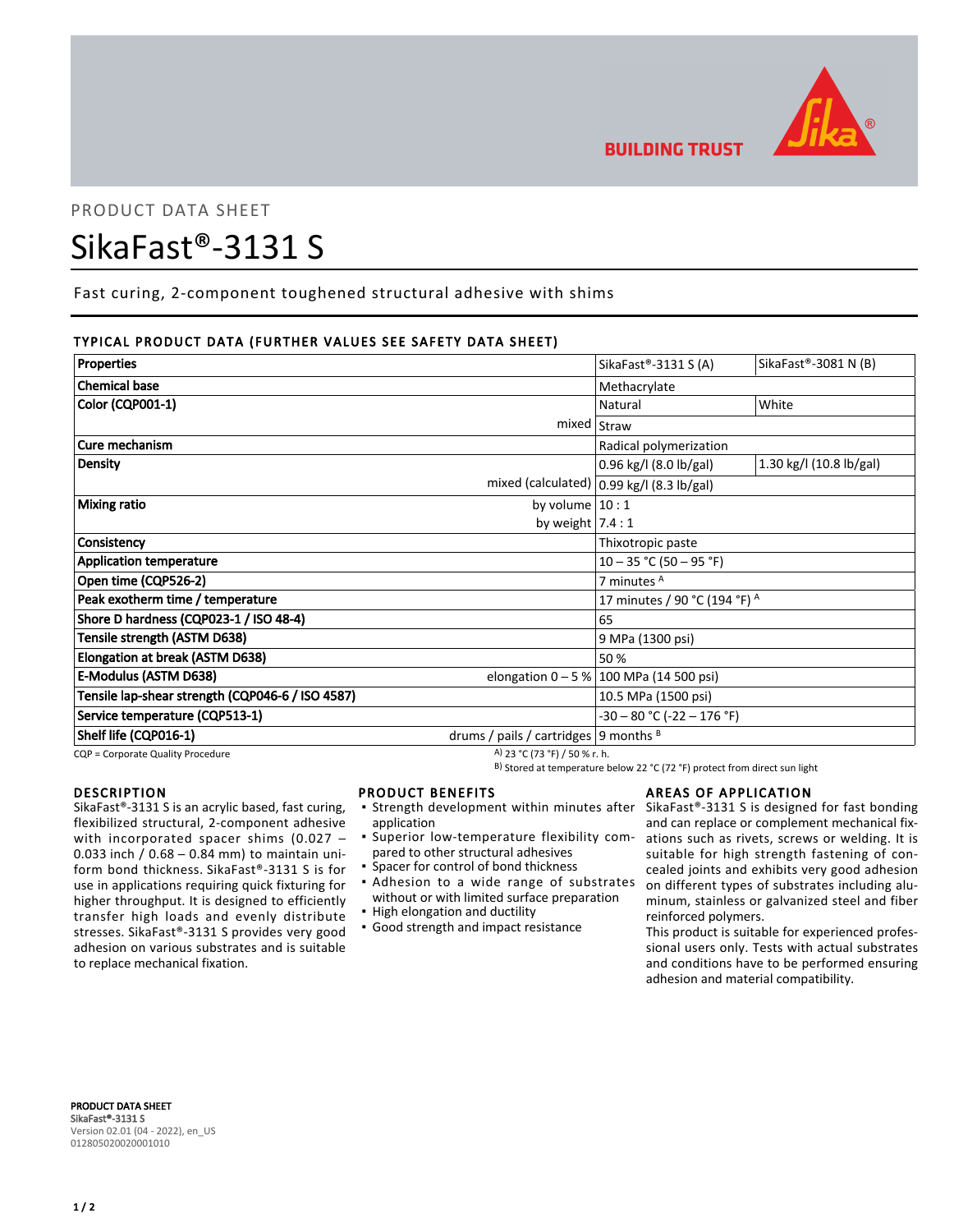PRODUCT DATA SHEET

# SikaFast®-3131 S

Fast curing, 2-component toughened structural adhesive with shims

## TYPICAL PRODUCT DATA (FURTHER VALUES SEE SAFETY DATA SHEET)

| Properties | | SikaFast®-3131 S (A) | SikaFast®-3081 N (B) |
|---|---|---|---|
| Chemical base | | Methacrylate | |
| Color (CQP001-1) | | Natural | White |
| | mixed | Straw | |
| Cure mechanism | | Radical polymerization | |
| Density | | 0.96 kg/l (8.0 lb/gal) | 1.30 kg/l (10.8 lb/gal) |
| | mixed (calculated) | 0.99 kg/l (8.3 lb/gal) | |
| Mixing ratio | by volume | 10 : 1 | |
| | by weight | 7.4 : 1 | |
| Consistency | | Thixotropic paste | |
| Application temperature | | 10 – 35 °C (50 – 95 °F) | |
| Open time (CQP526-2) | | 7 minutes [A] | |
| Peak exotherm time / temperature | | 17 minutes / 90 °C (194 °F) [A] | |
| Shore D hardness (CQP023-1 / ISO 48-4) | | 65 | |
| Tensile strength (ASTM D638) | | 9 MPa (1300 psi) | |
| Elongation at break (ASTM D638) | | 50 % | |
| E-Modulus (ASTM D638) | elongation 0 – 5 % | 100 MPa (14 500 psi) | |
| Tensile lap-shear strength (CQP046-6 / ISO 4587) | | 10.5 MPa (1500 psi) | |
| Service temperature (CQP513-1) | | -30 – 80 °C (-22 – 176 °F) | |
| Shelf life (CQP016-1) | drums / pails / cartridges | 9 months [B] | |

CQP = Corporate Quality Procedure

A) 23 °C (73 °F) / 50 % r. h.

B) Stored at temperature below 22 °C (72 °F) protect from direct sun light

## DESCRIPTION

SikaFast®-3131 S is an acrylic based, fast curing, flexibilized structural, 2-component adhesive with incorporated spacer shims (0.027 – 0.033 inch / 0.68 – 0.84 mm) to maintain uniform bond thickness. SikaFast®-3131 S is for use in applications requiring quick fixturing for higher throughput. It is designed to efficiently transfer high loads and evenly distribute stresses. SikaFast®-3131 S provides very good adhesion on various substrates and is suitable to replace mechanical fixation.

## PRODUCT BENEFITS

- Strength development within minutes after application
- Superior low-temperature flexibility compared to other structural adhesives
- Spacer for control of bond thickness
- Adhesion to a wide range of substrates without or with limited surface preparation
- High elongation and ductility
- Good strength and impact resistance

## AREAS OF APPLICATION

SikaFast®-3131 S is designed for fast bonding and can replace or complement mechanical fixations such as rivets, screws or welding. It is suitable for high strength fastening of concealed joints and exhibits very good adhesion on different types of substrates including aluminum, stainless or galvanized steel and fiber reinforced polymers.

This product is suitable for experienced professional users only. Tests with actual substrates and conditions have to be performed ensuring adhesion and material compatibility.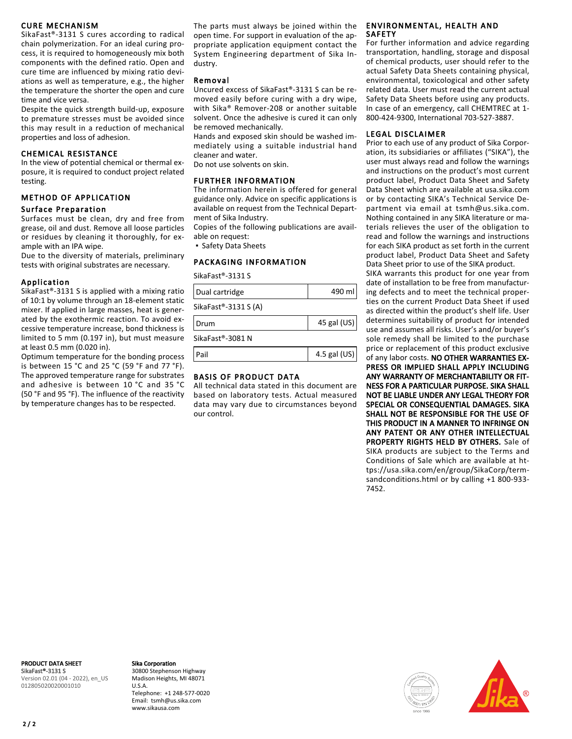## CURE MECHANISM

SikaFast®-3131 S cures according to radical chain polymerization. For an ideal curing process, it is required to homogeneously mix both components with the defined ratio. Open and cure time are influenced by mixing ratio deviations as well as temperature, e.g., the higher the temperature the shorter the open and cure time and vice versa.

Despite the quick strength build-up, exposure to premature stresses must be avoided since this may result in a reduction of mechanical properties and loss of adhesion.

## CHEMICAL RESISTANCE

In the view of potential chemical or thermal exposure, it is required to conduct project related testing.

## METHOD OF APPLICATION

### Surface Preparation

Surfaces must be clean, dry and free from grease, oil and dust. Remove all loose particles or residues by cleaning it thoroughly, for example with an IPA wipe.

Due to the diversity of materials, preliminary tests with original substrates are necessary.

### Application

SikaFast®-3131 S is applied with a mixing ratio of 10:1 by volume through an 18-element static mixer. If applied in large masses, heat is generated by the exothermic reaction. To avoid excessive temperature increase, bond thickness is limited to 5 mm (0.197 in), but must measure at least 0.5 mm (0.020 in).

Optimum temperature for the bonding process is between 15 °C and 25 °C (59 °F and 77 °F). The approved temperature range for substrates and adhesive is between 10 °C and 35 °C (50 °F and 95 °F). The influence of the reactivity by temperature changes has to be respected.

The parts must always be joined within the open time. For support in evaluation of the appropriate application equipment contact the System Engineering department of Sika Industry.

### Removal

Uncured excess of SikaFast®-3131 S can be removed easily before curing with a dry wipe, with Sika® Remover-208 or another suitable solvent. Once the adhesive is cured it can only be removed mechanically.

Hands and exposed skin should be washed immediately using a suitable industrial hand cleaner and water.

Do not use solvents on skin.

## FURTHER INFORMATION

The information herein is offered for general guidance only. Advice on specific applications is available on request from the Technical Department of Sika Industry.

Copies of the following publications are available on request:

- Safety Data Sheets

## PACKAGING INFORMATION

SikaFast®-3131 S

| | |
|---|---|
| Dual cartridge | 490 ml |

SikaFast®-3131 S (A)

| | |
|---|---|
| Drum | 45 gal (US) |

SikaFast®-3081 N

| | |
|---|---|
| Pail | 4.5 gal (US) |

## BASIS OF PRODUCT DATA

All technical data stated in this document are based on laboratory tests. Actual measured data may vary due to circumstances beyond our control.

## ENVIRONMENTAL, HEALTH AND SAFETY

For further information and advice regarding transportation, handling, storage and disposal of chemical products, user should refer to the actual Safety Data Sheets containing physical, environmental, toxicological and other safety related data. User must read the current actual Safety Data Sheets before using any products. In case of an emergency, call CHEMTREC at 1-800-424-9300, International 703-527-3887.

## LEGAL DISCLAIMER

Prior to each use of any product of Sika Corporation, its subsidiaries or affiliates ("SIKA"), the user must always read and follow the warnings and instructions on the product's most current product label, Product Data Sheet and Safety Data Sheet which are available at usa.sika.com or by contacting SIKA's Technical Service Department via email at tsmh@us.sika.com. Nothing contained in any SIKA literature or materials relieves the user of the obligation to read and follow the warnings and instructions for each SIKA product as set forth in the current product label, Product Data Sheet and Safety Data Sheet prior to use of the SIKA product.

SIKA warrants this product for one year from date of installation to be free from manufacturing defects and to meet the technical properties on the current Product Data Sheet if used as directed within the product's shelf life. User determines suitability of product for intended use and assumes all risks. User's and/or buyer's sole remedy shall be limited to the purchase price or replacement of this product exclusive of any labor costs. **NO OTHER WARRANTIES EXPRESS OR IMPLIED SHALL APPLY INCLUDING ANY WARRANTY OF MERCHANTABILITY OR FITNESS FOR A PARTICULAR PURPOSE. SIKA SHALL NOT BE LIABLE UNDER ANY LEGAL THEORY FOR SPECIAL OR CONSEQUENTIAL DAMAGES. SIKA SHALL NOT BE RESPONSIBLE FOR THE USE OF THIS PRODUCT IN A MANNER TO INFRINGE ON ANY PATENT OR ANY OTHER INTELLECTUAL PROPERTY RIGHTS HELD BY OTHERS.** Sale of SIKA products are subject to the Terms and Conditions of Sale which are available at https://usa.sika.com/en/group/SikaCorp/termsandconditions.html or by calling +1 800-933-7452.

**PRODUCT DATA SHEET**
**SikaFast®-3131 S**
Version 02.01 (04 - 2022), en_US
012805020020001010

**Sika Corporation**
30800 Stephenson Highway
Madison Heights, MI 48071
U.S.A.
Telephone: +1 248-577-0020
Email: tsmh@us.sika.com
www.sikausa.com